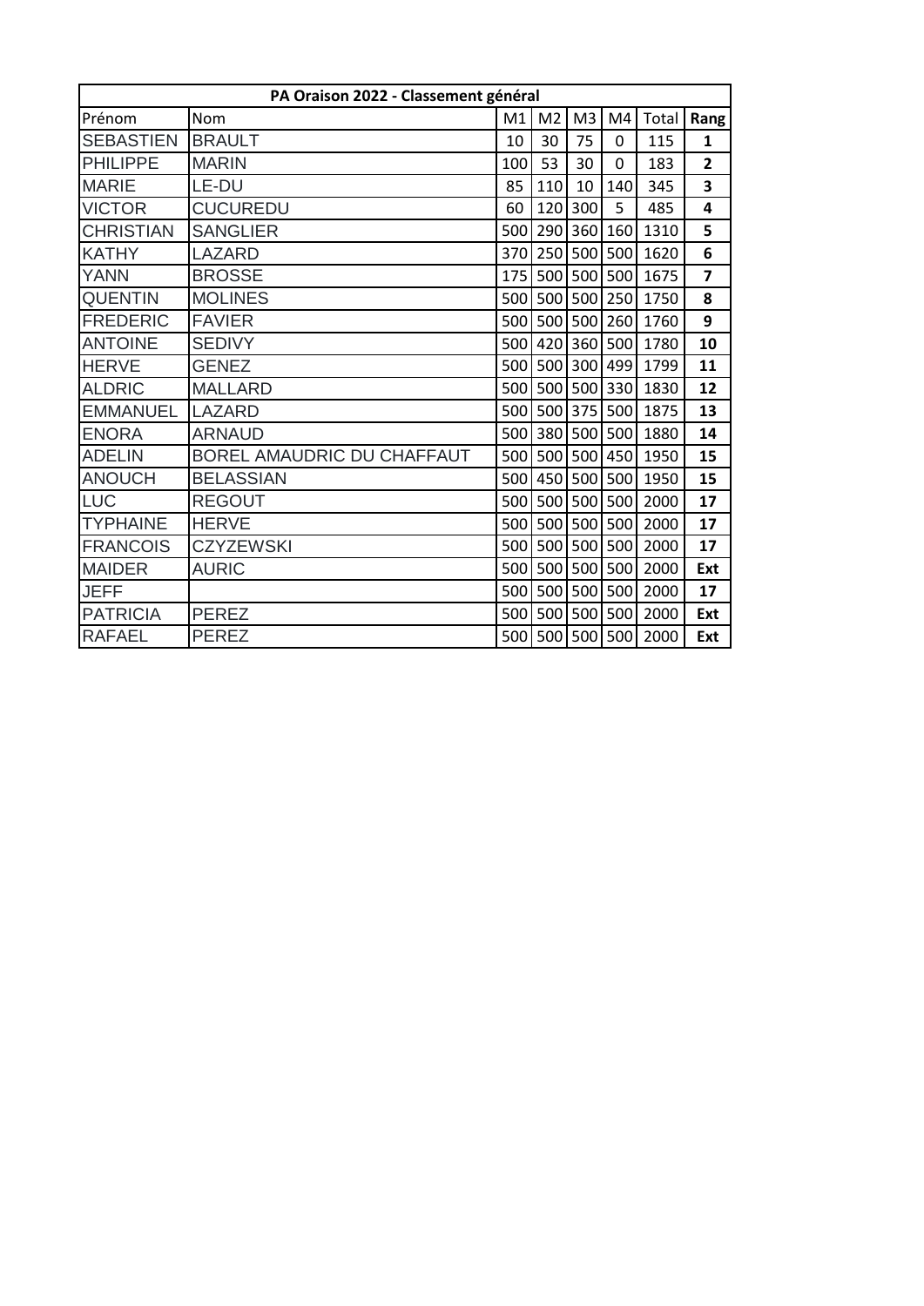| PA Oraison 2022 - Classement général | | | | | | | |
|---|---|---|---|---|---|---|---|
| Prénom | Nom | M1 | M2 | M3 | M4 | Total | Rang |
| SEBASTIEN | BRAULT | 10 | 30 | 75 | 0 | 115 | **1** |
| PHILIPPE | MARIN | 100 | 53 | 30 | 0 | 183 | **2** |
| MARIE | LE-DU | 85 | 110 | 10 | 140 | 345 | **3** |
| VICTOR | CUCUREDU | 60 | 120 | 300 | 5 | 485 | **4** |
| CHRISTIAN | SANGLIER | 500 | 290 | 360 | 160 | 1310 | **5** |
| KATHY | LAZARD | 370 | 250 | 500 | 500 | 1620 | **6** |
| YANN | BROSSE | 175 | 500 | 500 | 500 | 1675 | **7** |
| QUENTIN | MOLINES | 500 | 500 | 500 | 250 | 1750 | **8** |
| FREDERIC | FAVIER | 500 | 500 | 500 | 260 | 1760 | **9** |
| ANTOINE | SEDIVY | 500 | 420 | 360 | 500 | 1780 | **10** |
| HERVE | GENEZ | 500 | 500 | 300 | 499 | 1799 | **11** |
| ALDRIC | MALLARD | 500 | 500 | 500 | 330 | 1830 | **12** |
| EMMANUEL | LAZARD | 500 | 500 | 375 | 500 | 1875 | **13** |
| ENORA | ARNAUD | 500 | 380 | 500 | 500 | 1880 | **14** |
| ADELIN | BOREL AMAUDRIC DU CHAFFAUT | 500 | 500 | 500 | 450 | 1950 | **15** |
| ANOUCH | BELASSIAN | 500 | 450 | 500 | 500 | 1950 | **15** |
| LUC | REGOUT | 500 | 500 | 500 | 500 | 2000 | **17** |
| TYPHAINE | HERVE | 500 | 500 | 500 | 500 | 2000 | **17** |
| FRANCOIS | CZYZEWSKI | 500 | 500 | 500 | 500 | 2000 | **17** |
| MAIDER | AURIC | 500 | 500 | 500 | 500 | 2000 | **Ext** |
| JEFF | | 500 | 500 | 500 | 500 | 2000 | **17** |
| PATRICIA | PEREZ | 500 | 500 | 500 | 500 | 2000 | **Ext** |
| RAFAEL | PEREZ | 500 | 500 | 500 | 500 | 2000 | **Ext** |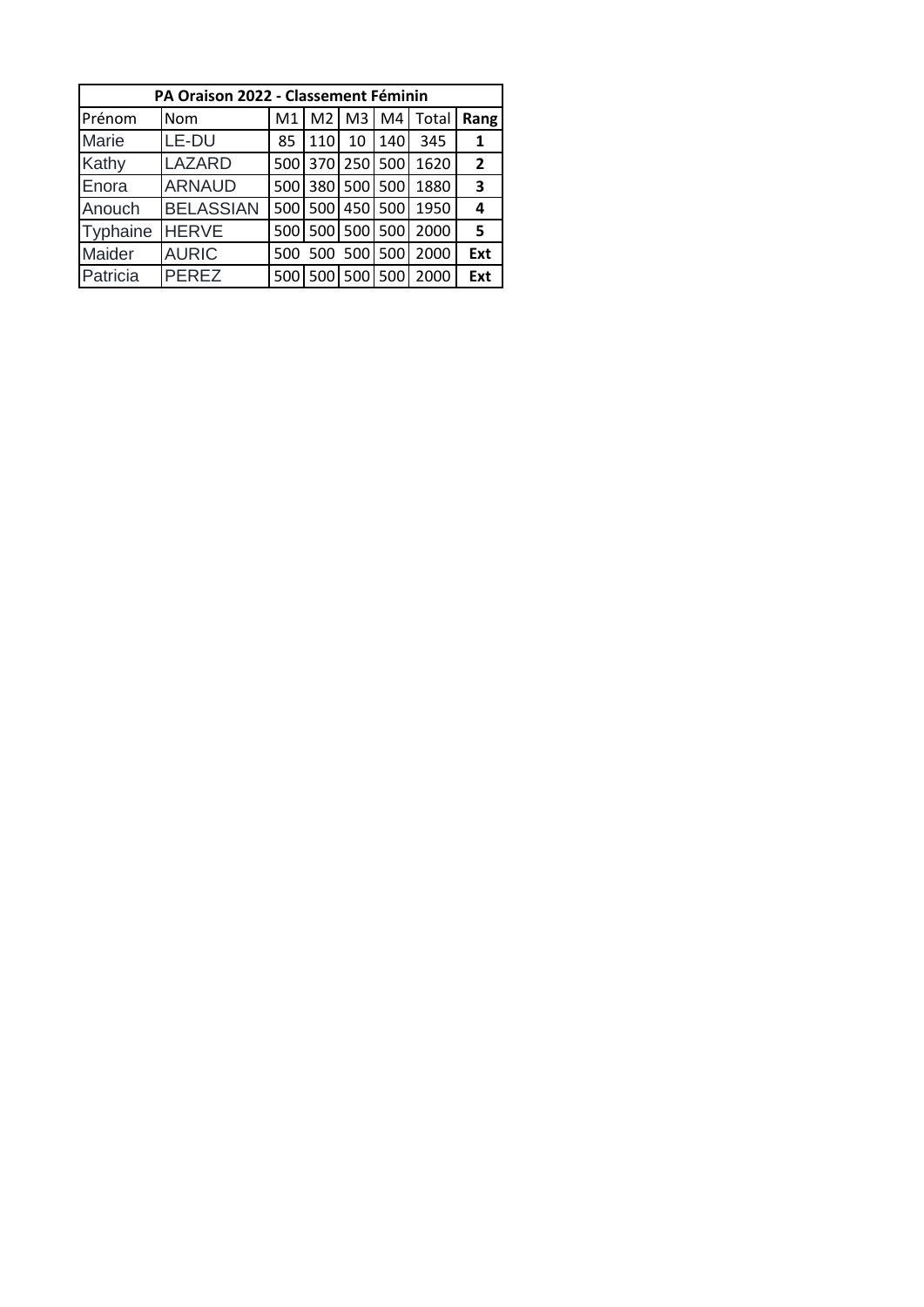| PA Oraison 2022 - Classement Féminin | | | | | | | |
| --- | --- | --- | --- | --- | --- | --- | --- |
| Prénom | Nom | M1 | M2 | M3 | M4 | Total | **Rang** |
| Marie | LE-DU | 85 | 110 | 10 | 140 | 345 | **1** |
| Kathy | LAZARD | 500 | 370 | 250 | 500 | 1620 | **2** |
| Enora | ARNAUD | 500 | 380 | 500 | 500 | 1880 | **3** |
| Anouch | BELASSIAN | 500 | 500 | 450 | 500 | 1950 | **4** |
| Typhaine | HERVE | 500 | 500 | 500 | 500 | 2000 | **5** |
| Maider | AURIC | 500 | 500 | 500 | 500 | 2000 | **Ext** |
| Patricia | PEREZ | 500 | 500 | 500 | 500 | 2000 | **Ext** |